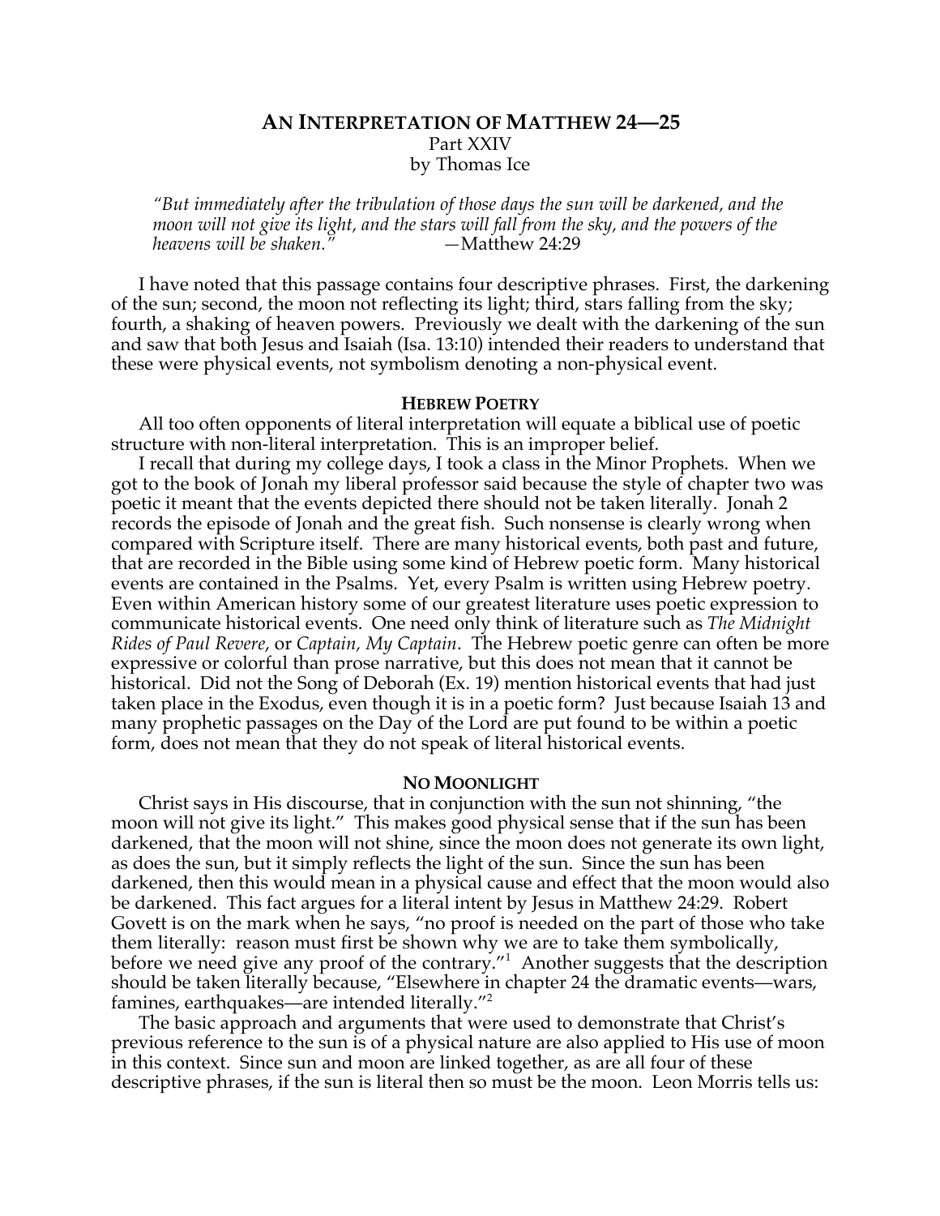# AN INTERPRETATION OF MATTHEW 24—25

Part XXIV

by Thomas Ice

> *"But immediately after the tribulation of those days the sun will be darkened, and the moon will not give its light, and the stars will fall from the sky, and the powers of the heavens will be shaken."* —Matthew 24:29

I have noted that this passage contains four descriptive phrases. First, the darkening of the sun; second, the moon not reflecting its light; third, stars falling from the sky; fourth, a shaking of heaven powers. Previously we dealt with the darkening of the sun and saw that both Jesus and Isaiah (Isa. 13:10) intended their readers to understand that these were physical events, not symbolism denoting a non-physical event.

## HEBREW POETRY

All too often opponents of literal interpretation will equate a biblical use of poetic structure with non-literal interpretation. This is an improper belief.

I recall that during my college days, I took a class in the Minor Prophets. When we got to the book of Jonah my liberal professor said because the style of chapter two was poetic it meant that the events depicted there should not be taken literally. Jonah 2 records the episode of Jonah and the great fish. Such nonsense is clearly wrong when compared with Scripture itself. There are many historical events, both past and future, that are recorded in the Bible using some kind of Hebrew poetic form. Many historical events are contained in the Psalms. Yet, every Psalm is written using Hebrew poetry. Even within American history some of our greatest literature uses poetic expression to communicate historical events. One need only think of literature such as *The Midnight Rides of Paul Revere*, or *Captain, My Captain*. The Hebrew poetic genre can often be more expressive or colorful than prose narrative, but this does not mean that it cannot be historical. Did not the Song of Deborah (Ex. 19) mention historical events that had just taken place in the Exodus, even though it is in a poetic form? Just because Isaiah 13 and many prophetic passages on the Day of the Lord are put found to be within a poetic form, does not mean that they do not speak of literal historical events.

## NO MOONLIGHT

Christ says in His discourse, that in conjunction with the sun not shinning, "the moon will not give its light." This makes good physical sense that if the sun has been darkened, that the moon will not shine, since the moon does not generate its own light, as does the sun, but it simply reflects the light of the sun. Since the sun has been darkened, then this would mean in a physical cause and effect that the moon would also be darkened. This fact argues for a literal intent by Jesus in Matthew 24:29. Robert Govett is on the mark when he says, "no proof is needed on the part of those who take them literally: reason must first be shown why we are to take them symbolically, before we need give any proof of the contrary."[1] Another suggests that the description should be taken literally because, "Elsewhere in chapter 24 the dramatic events—wars, famines, earthquakes—are intended literally."[2]

The basic approach and arguments that were used to demonstrate that Christ's previous reference to the sun is of a physical nature are also applied to His use of moon in this context. Since sun and moon are linked together, as are all four of these descriptive phrases, if the sun is literal then so must be the moon. Leon Morris tells us: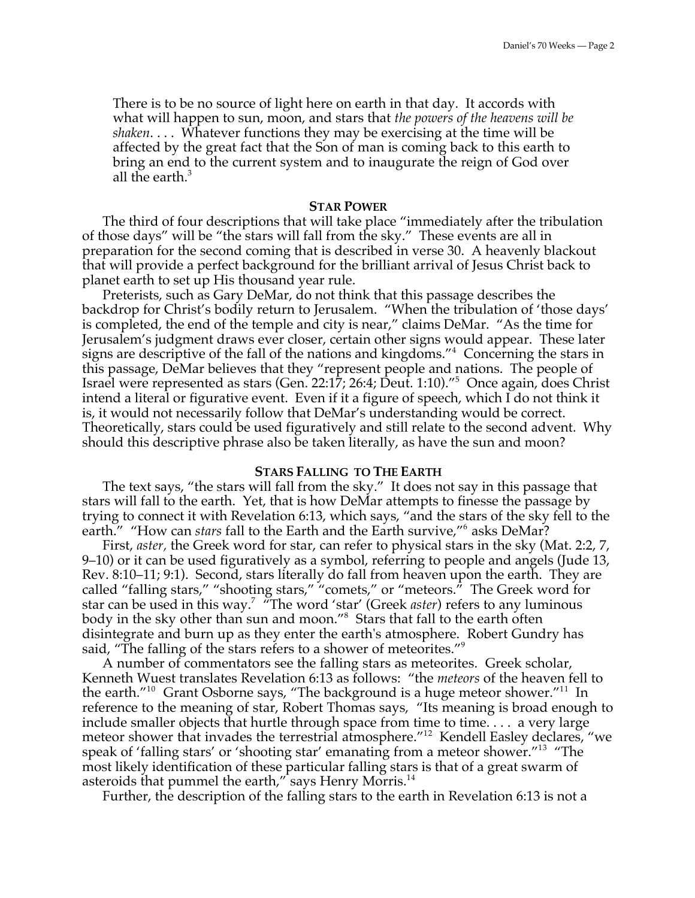> There is to be no source of light here on earth in that day. It accords with what will happen to sun, moon, and stars that *the powers of the heavens will be shaken*. . . . Whatever functions they may be exercising at the time will be affected by the great fact that the Son of man is coming back to this earth to bring an end to the current system and to inaugurate the reign of God over all the earth.[3]

### STAR POWER

The third of four descriptions that will take place "immediately after the tribulation of those days" will be "the stars will fall from the sky." These events are all in preparation for the second coming that is described in verse 30. A heavenly blackout that will provide a perfect background for the brilliant arrival of Jesus Christ back to planet earth to set up His thousand year rule.

Preterists, such as Gary DeMar, do not think that this passage describes the backdrop for Christ's bodily return to Jerusalem. "When the tribulation of 'those days' is completed, the end of the temple and city is near," claims DeMar. "As the time for Jerusalem's judgment draws ever closer, certain other signs would appear. These later signs are descriptive of the fall of the nations and kingdoms."[4] Concerning the stars in this passage, DeMar believes that they "represent people and nations. The people of Israel were represented as stars (Gen. 22:17; 26:4; Deut. 1:10)."[5] Once again, does Christ intend a literal or figurative event. Even if it a figure of speech, which I do not think it is, it would not necessarily follow that DeMar's understanding would be correct. Theoretically, stars could be used figuratively and still relate to the second advent. Why should this descriptive phrase also be taken literally, as have the sun and moon?

### STARS FALLING TO THE EARTH

The text says, "the stars will fall from the sky." It does not say in this passage that stars will fall to the earth. Yet, that is how DeMar attempts to finesse the passage by trying to connect it with Revelation 6:13, which says, "and the stars of the sky fell to the earth." "How can *stars* fall to the Earth and the Earth survive,"[6] asks DeMar?

First, *aster,* the Greek word for star, can refer to physical stars in the sky (Mat. 2:2, 7, 9–10) or it can be used figuratively as a symbol, referring to people and angels (Jude 13, Rev. 8:10–11; 9:1). Second, stars literally do fall from heaven upon the earth. They are called "falling stars," "shooting stars," "comets," or "meteors." The Greek word for star can be used in this way.[7] "The word 'star' (Greek *aster*) refers to any luminous body in the sky other than sun and moon."[8] Stars that fall to the earth often disintegrate and burn up as they enter the earth's atmosphere. Robert Gundry has said, "The falling of the stars refers to a shower of meteorites."[9]

A number of commentators see the falling stars as meteorites. Greek scholar, Kenneth Wuest translates Revelation 6:13 as follows: "the *meteors* of the heaven fell to the earth."[10] Grant Osborne says, "The background is a huge meteor shower."[11] In reference to the meaning of star, Robert Thomas says, "Its meaning is broad enough to include smaller objects that hurtle through space from time to time. . . . a very large meteor shower that invades the terrestrial atmosphere."[12] Kendell Easley declares, "we speak of 'falling stars' or 'shooting star' emanating from a meteor shower."[13] "The most likely identification of these particular falling stars is that of a great swarm of asteroids that pummel the earth," says Henry Morris.[14]

Further, the description of the falling stars to the earth in Revelation 6:13 is not a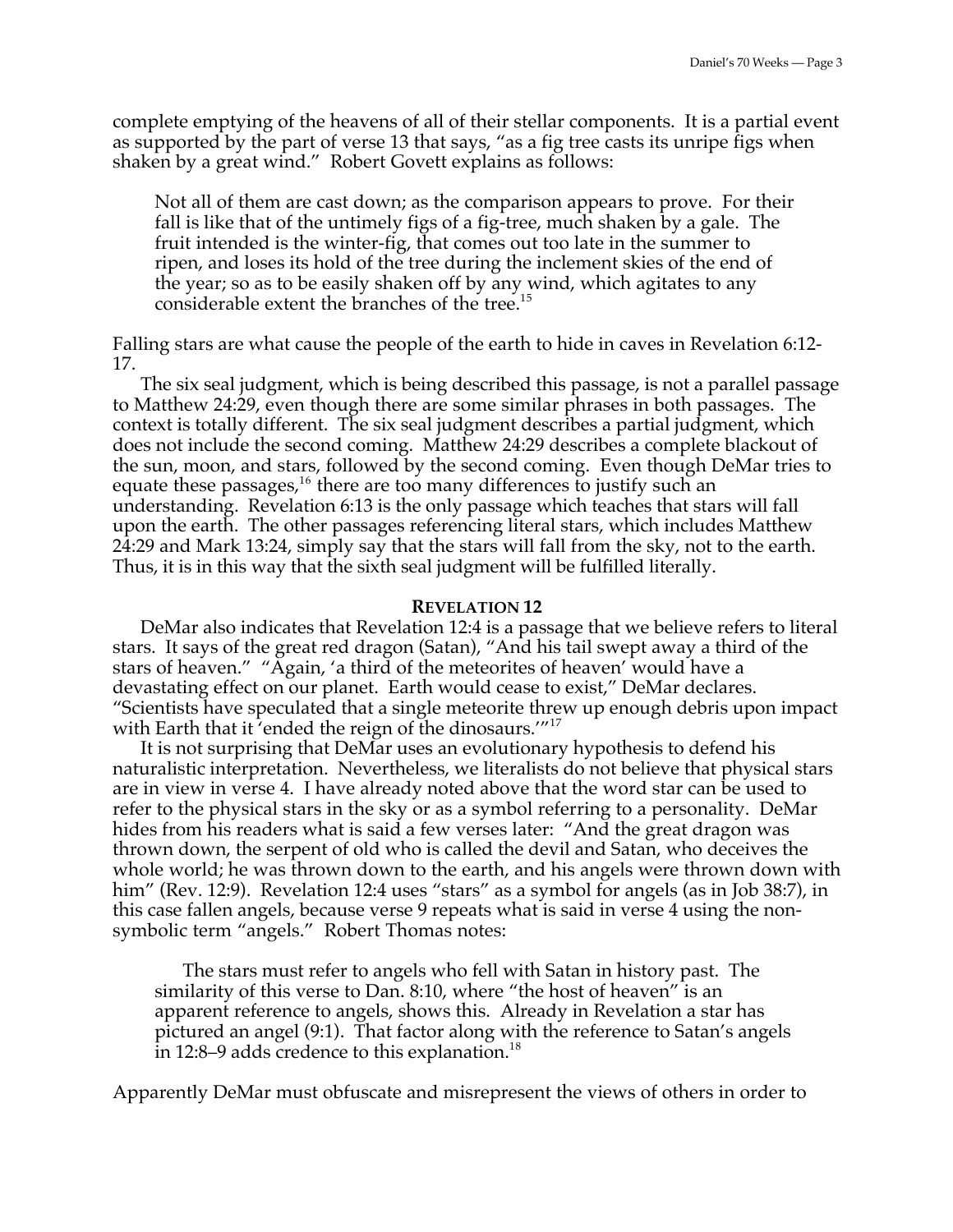complete emptying of the heavens of all of their stellar components. It is a partial event as supported by the part of verse 13 that says, "as a fig tree casts its unripe figs when shaken by a great wind." Robert Govett explains as follows:

> Not all of them are cast down; as the comparison appears to prove. For their fall is like that of the untimely figs of a fig-tree, much shaken by a gale. The fruit intended is the winter-fig, that comes out too late in the summer to ripen, and loses its hold of the tree during the inclement skies of the end of the year; so as to be easily shaken off by any wind, which agitates to any considerable extent the branches of the tree.[15]

Falling stars are what cause the people of the earth to hide in caves in Revelation 6:12-17.

The six seal judgment, which is being described this passage, is not a parallel passage to Matthew 24:29, even though there are some similar phrases in both passages. The context is totally different. The six seal judgment describes a partial judgment, which does not include the second coming. Matthew 24:29 describes a complete blackout of the sun, moon, and stars, followed by the second coming. Even though DeMar tries to equate these passages,[16] there are too many differences to justify such an understanding. Revelation 6:13 is the only passage which teaches that stars will fall upon the earth. The other passages referencing literal stars, which includes Matthew 24:29 and Mark 13:24, simply say that the stars will fall from the sky, not to the earth. Thus, it is in this way that the sixth seal judgment will be fulfilled literally.

### REVELATION 12

DeMar also indicates that Revelation 12:4 is a passage that we believe refers to literal stars. It says of the great red dragon (Satan), "And his tail swept away a third of the stars of heaven." "Again, 'a third of the meteorites of heaven' would have a devastating effect on our planet. Earth would cease to exist," DeMar declares. "Scientists have speculated that a single meteorite threw up enough debris upon impact with Earth that it 'ended the reign of the dinosaurs.'"[17]

It is not surprising that DeMar uses an evolutionary hypothesis to defend his naturalistic interpretation. Nevertheless, we literalists do not believe that physical stars are in view in verse 4. I have already noted above that the word star can be used to refer to the physical stars in the sky or as a symbol referring to a personality. DeMar hides from his readers what is said a few verses later: "And the great dragon was thrown down, the serpent of old who is called the devil and Satan, who deceives the whole world; he was thrown down to the earth, and his angels were thrown down with him" (Rev. 12:9). Revelation 12:4 uses "stars" as a symbol for angels (as in Job 38:7), in this case fallen angels, because verse 9 repeats what is said in verse 4 using the non-symbolic term "angels." Robert Thomas notes:

> The stars must refer to angels who fell with Satan in history past. The similarity of this verse to Dan. 8:10, where "the host of heaven" is an apparent reference to angels, shows this. Already in Revelation a star has pictured an angel (9:1). That factor along with the reference to Satan's angels in 12:8–9 adds credence to this explanation.[18]

Apparently DeMar must obfuscate and misrepresent the views of others in order to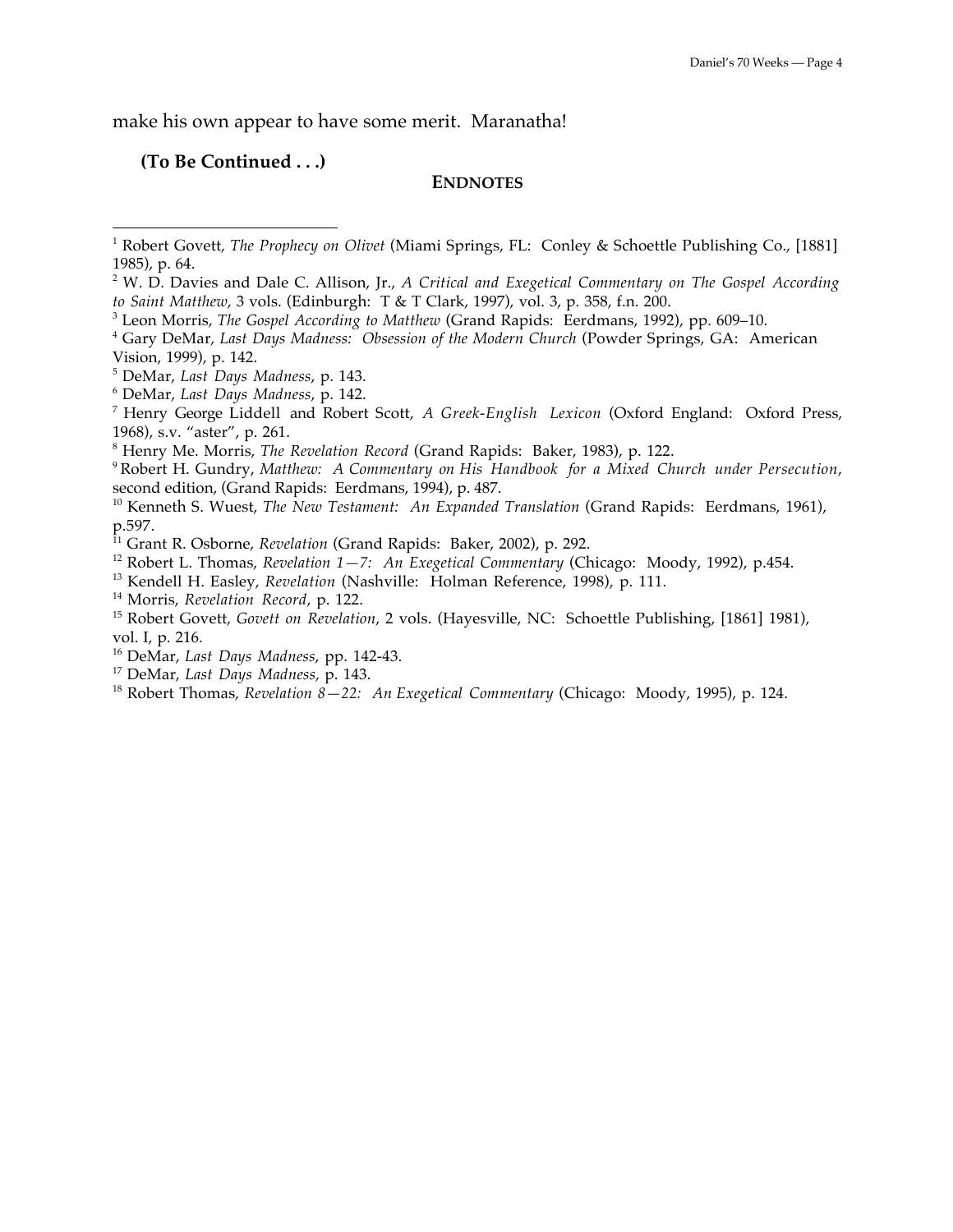make his own appear to have some merit. Maranatha!

**(To Be Continued . . .)**

## ENDNOTES

[1] Robert Govett, *The Prophecy on Olivet* (Miami Springs, FL: Conley & Schoettle Publishing Co., [1881] 1985), p. 64.

[2] W. D. Davies and Dale C. Allison, Jr., *A Critical and Exegetical Commentary on The Gospel According to Saint Matthew*, 3 vols. (Edinburgh: T & T Clark, 1997), vol. 3, p. 358, f.n. 200.

[3] Leon Morris, *The Gospel According to Matthew* (Grand Rapids: Eerdmans, 1992), pp. 609–10.

[4] Gary DeMar, *Last Days Madness: Obsession of the Modern Church* (Powder Springs, GA: American Vision, 1999), p. 142.

[5] DeMar, *Last Days Madness*, p. 143.

[6] DeMar, *Last Days Madness*, p. 142.

[7] Henry George Liddell and Robert Scott, *A Greek-English Lexicon* (Oxford England: Oxford Press, 1968), s.v. "aster", p. 261.

[8] Henry Me. Morris, *The Revelation Record* (Grand Rapids: Baker, 1983), p. 122.

[9] Robert H. Gundry, *Matthew: A Commentary on His Handbook for a Mixed Church under Persecution*, second edition, (Grand Rapids: Eerdmans, 1994), p. 487.

[10] Kenneth S. Wuest, *The New Testament: An Expanded Translation* (Grand Rapids: Eerdmans, 1961), p.597.

[11] Grant R. Osborne, *Revelation* (Grand Rapids: Baker, 2002), p. 292.

[12] Robert L. Thomas, *Revelation 1—7: An Exegetical Commentary* (Chicago: Moody, 1992), p.454.

[13] Kendell H. Easley, *Revelation* (Nashville: Holman Reference, 1998), p. 111.

[14] Morris, *Revelation Record*, p. 122.

[15] Robert Govett, *Govett on Revelation*, 2 vols. (Hayesville, NC: Schoettle Publishing, [1861] 1981), vol. I, p. 216.

[16] DeMar, *Last Days Madness*, pp. 142-43.

[17] DeMar, *Last Days Madness*, p. 143.

[18] Robert Thomas, *Revelation 8—22: An Exegetical Commentary* (Chicago: Moody, 1995), p. 124.